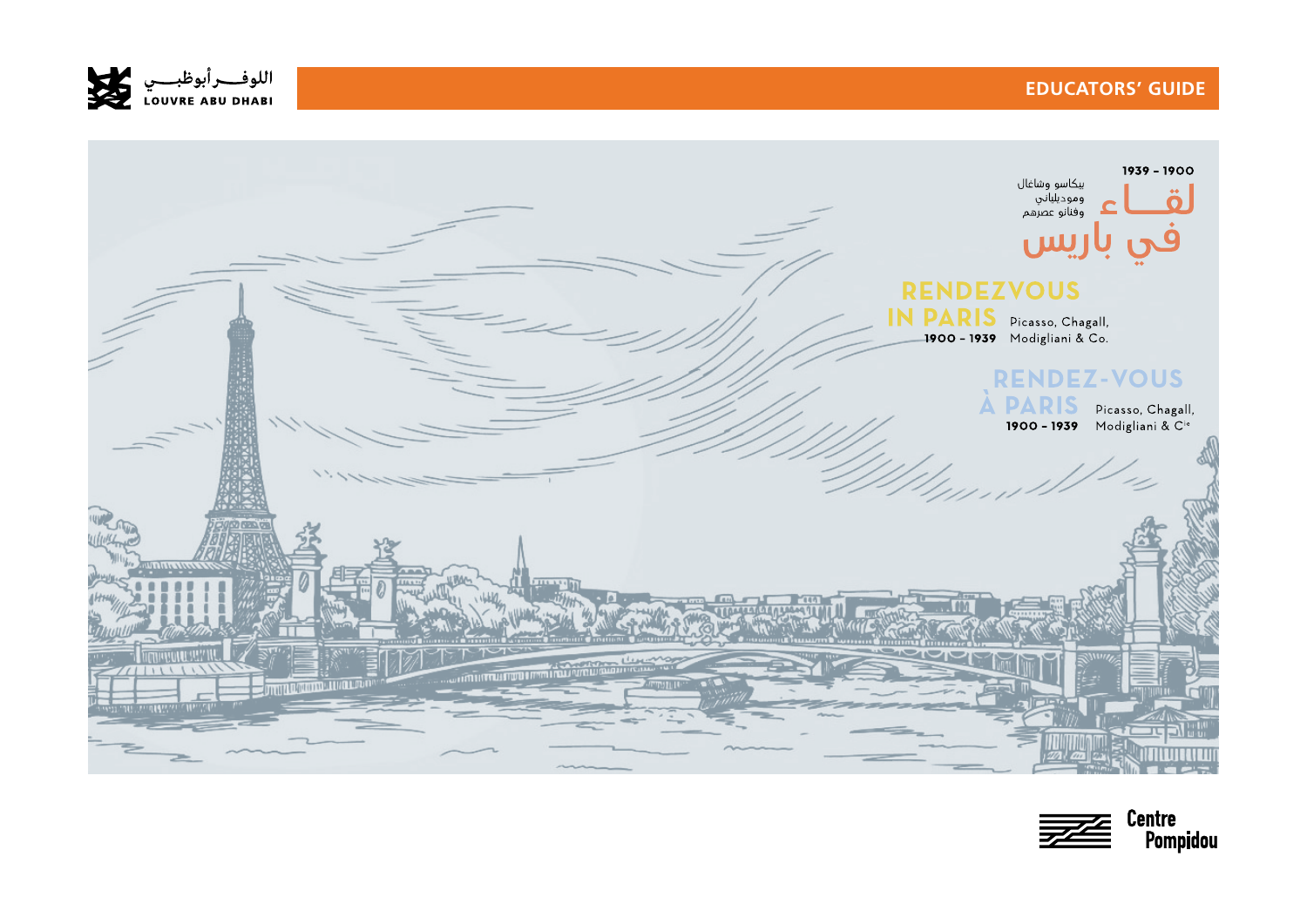اللوفـــر أبوظبـــي
LOUVRE ABU DHABI

EDUCATORS' GUIDE

1939 – 1900

# لقـــاء في باريس

بيكاسو وشاغال
وموديلياني
وفنانو عصرهم

# RENDEZVOUS IN PARIS

1900 – 1939

Picasso, Chagall, Modigliani & Co.

# RENDEZ-VOUS À PARIS

1900 – 1939

Picasso, Chagall, Modigliani & Cie

Centre Pompidou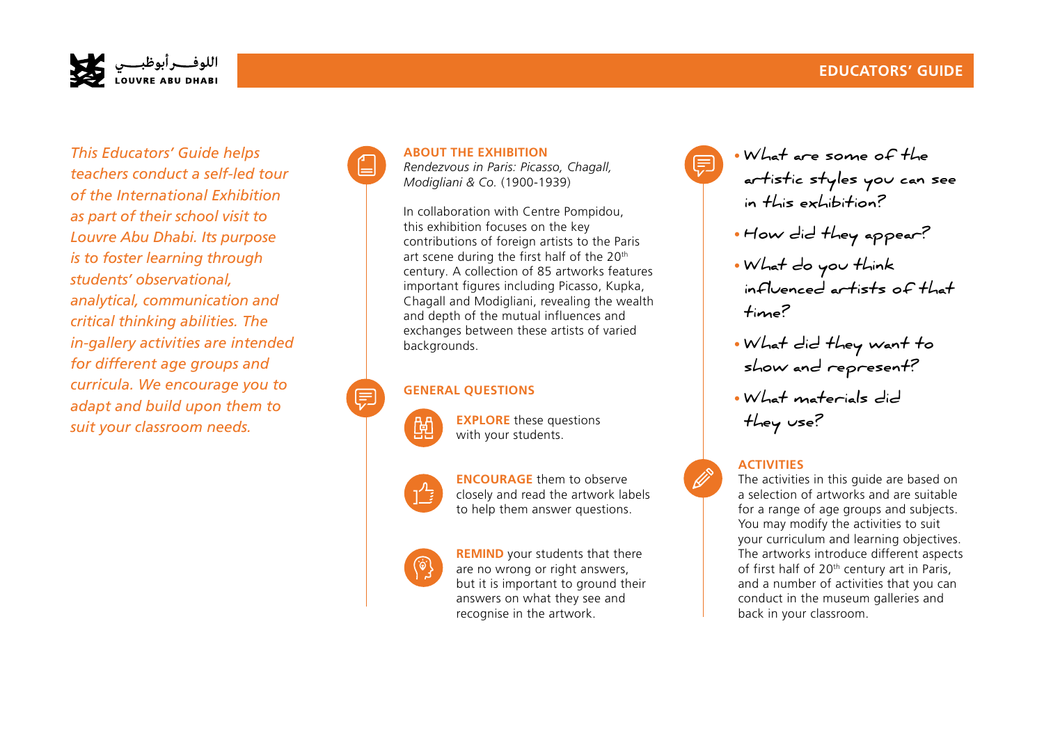*This Educators' Guide helps teachers conduct a self-led tour of the International Exhibition as part of their school visit to Louvre Abu Dhabi. Its purpose is to foster learning through students' observational, analytical, communication and critical thinking abilities. The in-gallery activities are intended for different age groups and curricula. We encourage you to adapt and build upon them to suit your classroom needs.*

## ABOUT THE EXHIBITION

*Rendezvous in Paris: Picasso, Chagall, Modigliani & Co.* (1900-1939)

In collaboration with Centre Pompidou, this exhibition focuses on the key contributions of foreign artists to the Paris art scene during the first half of the 20th century. A collection of 85 artworks features important figures including Picasso, Kupka, Chagall and Modigliani, revealing the wealth and depth of the mutual influences and exchanges between these artists of varied backgrounds.

## GENERAL QUESTIONS

**EXPLORE** these questions with your students.

**ENCOURAGE** them to observe closely and read the artwork labels to help them answer questions.

**REMIND** your students that there are no wrong or right answers, but it is important to ground their answers on what they see and recognise in the artwork.

- What are some of the artistic styles you can see in this exhibition?
- How did they appear?
- What do you think influenced artists of that time?
- What did they want to show and represent?
- What materials did they use?

## ACTIVITIES

The activities in this guide are based on a selection of artworks and are suitable for a range of age groups and subjects. You may modify the activities to suit your curriculum and learning objectives. The artworks introduce different aspects of first half of 20th century art in Paris, and a number of activities that you can conduct in the museum galleries and back in your classroom.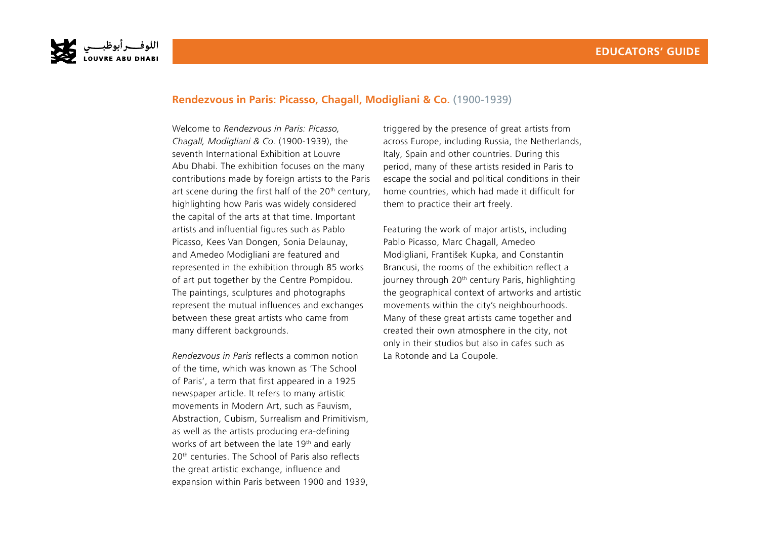## **Rendezvous in Paris: Picasso, Chagall, Modigliani & Co.** (1900-1939)

Welcome to *Rendezvous in Paris: Picasso, Chagall, Modigliani & Co.* (1900-1939), the seventh International Exhibition at Louvre Abu Dhabi. The exhibition focuses on the many contributions made by foreign artists to the Paris art scene during the first half of the 20th century, highlighting how Paris was widely considered the capital of the arts at that time. Important artists and influential figures such as Pablo Picasso, Kees Van Dongen, Sonia Delaunay, and Amedeo Modigliani are featured and represented in the exhibition through 85 works of art put together by the Centre Pompidou. The paintings, sculptures and photographs represent the mutual influences and exchanges between these great artists who came from many different backgrounds.

*Rendezvous in Paris* reflects a common notion of the time, which was known as 'The School of Paris', a term that first appeared in a 1925 newspaper article. It refers to many artistic movements in Modern Art, such as Fauvism, Abstraction, Cubism, Surrealism and Primitivism, as well as the artists producing era-defining works of art between the late 19th and early 20th centuries. The School of Paris also reflects the great artistic exchange, influence and expansion within Paris between 1900 and 1939, triggered by the presence of great artists from across Europe, including Russia, the Netherlands, Italy, Spain and other countries. During this period, many of these artists resided in Paris to escape the social and political conditions in their home countries, which had made it difficult for them to practice their art freely.

Featuring the work of major artists, including Pablo Picasso, Marc Chagall, Amedeo Modigliani, František Kupka, and Constantin Brancusi, the rooms of the exhibition reflect a journey through 20th century Paris, highlighting the geographical context of artworks and artistic movements within the city's neighbourhoods. Many of these great artists came together and created their own atmosphere in the city, not only in their studios but also in cafes such as La Rotonde and La Coupole.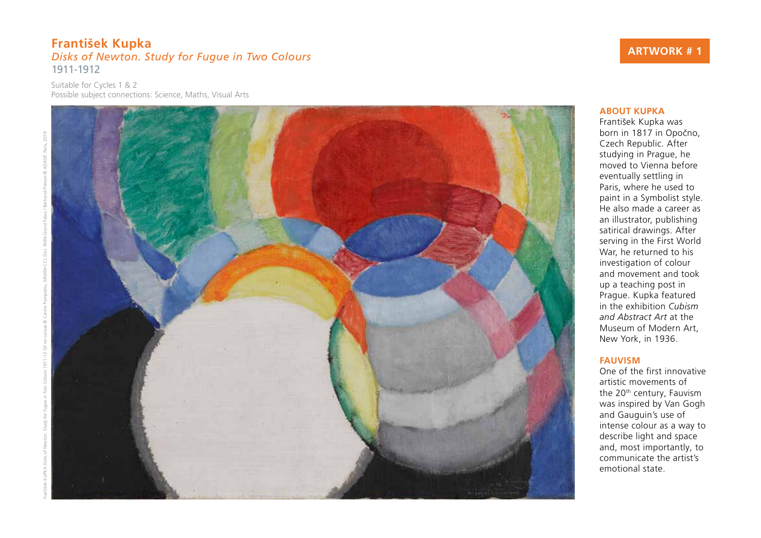**ARTWORK # 1**

## František Kupka

### *Disks of Newton. Study for Fugue in Two Colours*

1911-1912

Suitable for Cycles 1 & 2
Possible subject connections: Science, Maths, Visual Arts

František KUPKA Disks of Newton. *Study for Fugue in Two Colours* 1911-12 Oil on canvas © Centre Pompidou, MNAM-CCI, Dist. RMN-Grand Palais / Bertrand Prévost © ADAGP, Paris, 2019

### ABOUT KUPKA

František Kupka was born in 1817 in Opočno, Czech Republic. After studying in Prague, he moved to Vienna before eventually settling in Paris, where he used to paint in a Symbolist style. He also made a career as an illustrator, publishing satirical drawings. After serving in the First World War, he returned to his investigation of colour and movement and took up a teaching post in Prague. Kupka featured in the exhibition *Cubism and Abstract Art* at the Museum of Modern Art, New York, in 1936.

### FAUVISM

One of the first innovative artistic movements of the 20th century, Fauvism was inspired by Van Gogh and Gauguin's use of intense colour as a way to describe light and space and, most importantly, to communicate the artist's emotional state.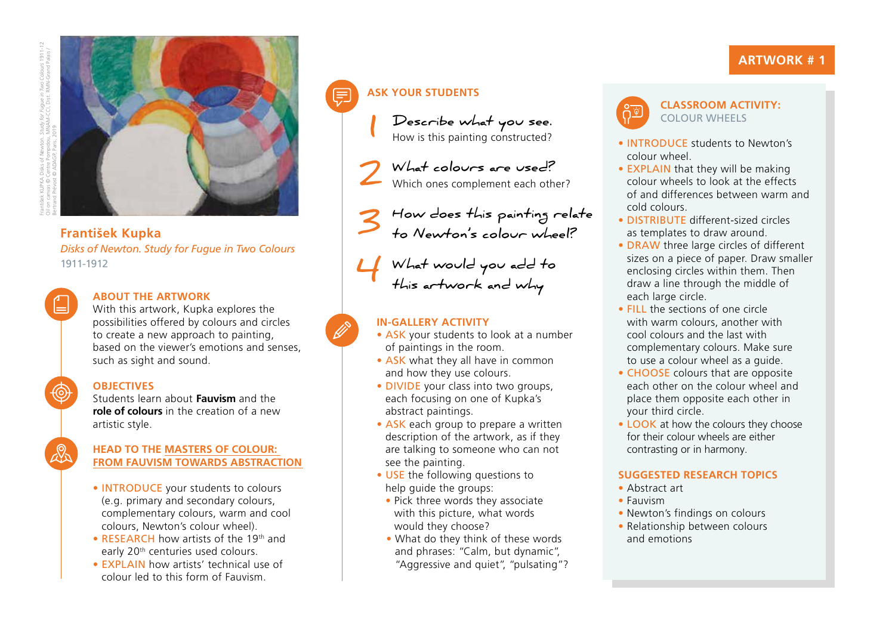# ARTWORK # 1

František KUPKA Disks of Newton. Study for *Fugue in Two Colours* 1911-12
Oil on canvas © Centre Pompidou, MNAM-CCI, Dist. RMN-Grand Palais / Bertrand Prévost © ADAGP, Paris, 2019

## František Kupka

*Disks of Newton. Study for Fugue in Two Colours*

1911-1912

### ABOUT THE ARTWORK

With this artwork, Kupka explores the possibilities offered by colours and circles to create a new approach to painting, based on the viewer's emotions and senses, such as sight and sound.

### OBJECTIVES

Students learn about **Fauvism** and the **role of colours** in the creation of a new artistic style.

### HEAD TO THE MASTERS OF COLOUR: FROM FAUVISM TOWARDS ABSTRACTION

- INTRODUCE your students to colours (e.g. primary and secondary colours, complementary colours, warm and cool colours, Newton's colour wheel).
- RESEARCH how artists of the 19th and early 20th centuries used colours.
- EXPLAIN how artists' technical use of colour led to this form of Fauvism.

### ASK YOUR STUDENTS

1. Describe what you see.
   How is this painting constructed?
2. What colours are used?
   Which ones complement each other?
3. How does this painting relate to Newton's colour wheel?
4. What would you add to this artwork and why

### IN-GALLERY ACTIVITY

- ASK your students to look at a number of paintings in the room.
- ASK what they all have in common and how they use colours.
- DIVIDE your class into two groups, each focusing on one of Kupka's abstract paintings.
- ASK each group to prepare a written description of the artwork, as if they are talking to someone who can not see the painting.
- USE the following questions to help guide the groups:
  - Pick three words they associate with this picture, what words would they choose?
  - What do they think of these words and phrases: "Calm, but dynamic", "Aggressive and quiet", "pulsating"?

### CLASSROOM ACTIVITY: COLOUR WHEELS

- INTRODUCE students to Newton's colour wheel.
- EXPLAIN that they will be making colour wheels to look at the effects of and differences between warm and cold colours.
- DISTRIBUTE different-sized circles as templates to draw around.
- DRAW three large circles of different sizes on a piece of paper. Draw smaller enclosing circles within them. Then draw a line through the middle of each large circle.
- FILL the sections of one circle with warm colours, another with cool colours and the last with complementary colours. Make sure to use a colour wheel as a guide.
- CHOOSE colours that are opposite each other on the colour wheel and place them opposite each other in your third circle.
- LOOK at how the colours they choose for their colour wheels are either contrasting or in harmony.

### SUGGESTED RESEARCH TOPICS

- Abstract art
- Fauvism
- Newton's findings on colours
- Relationship between colours and emotions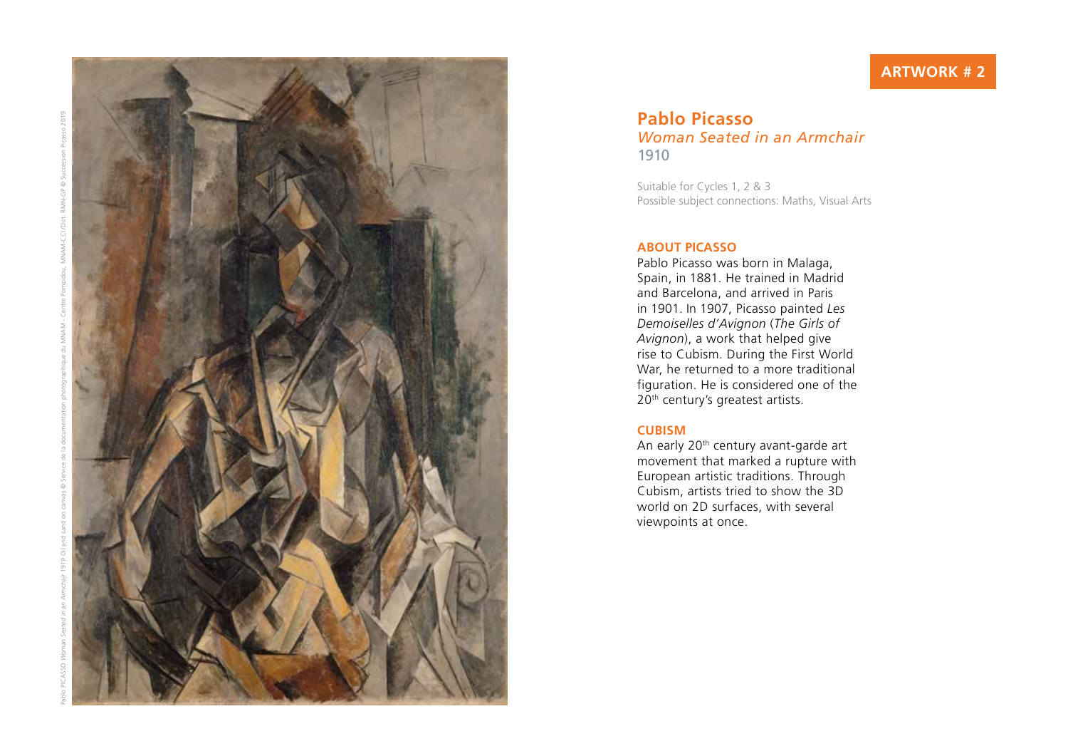Pablo PICASSO *Woman Seated in an Armchair* 1919 Oil and sand on canvas © Service de la documentation photographique du MNAM - Centre Pompidou, MNAM-CCI/Dist. RMN-GP © Succession Picasso 2019

**ARTWORK # 2**

## Pablo Picasso
*Woman Seated in an Armchair*
1910

Suitable for Cycles 1, 2 & 3
Possible subject connections: Maths, Visual Arts

### ABOUT PICASSO

Pablo Picasso was born in Malaga, Spain, in 1881. He trained in Madrid and Barcelona, and arrived in Paris in 1901. In 1907, Picasso painted *Les Demoiselles d'Avignon* (*The Girls of Avignon*), a work that helped give rise to Cubism. During the First World War, he returned to a more traditional figuration. He is considered one of the 20th century's greatest artists.

### CUBISM

An early 20th century avant-garde art movement that marked a rupture with European artistic traditions. Through Cubism, artists tried to show the 3D world on 2D surfaces, with several viewpoints at once.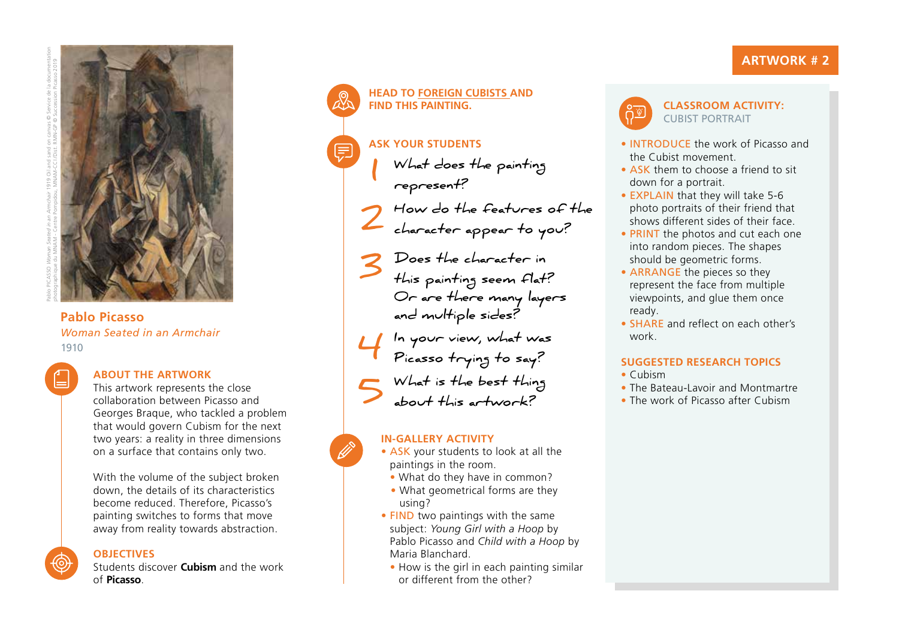## ARTWORK # 2

Pablo PICASSO *Woman Seated in an Armchair* 1919 Oil and sand on canvas © Service de la documentation photographique du MNAM - Centre Pompidou, MNAM-CCI/Dist. RMN-GP © Succession Picasso 2019

**Pablo Picasso**
*Woman Seated in an Armchair*
1910

### ABOUT THE ARTWORK

This artwork represents the close collaboration between Picasso and Georges Braque, who tackled a problem that would govern Cubism for the next two years: a reality in three dimensions on a surface that contains only two.

With the volume of the subject broken down, the details of its characteristics become reduced. Therefore, Picasso's painting switches to forms that move away from reality towards abstraction.

### OBJECTIVES

Students discover **Cubism** and the work of **Picasso**.

### HEAD TO FOREIGN CUBISTS AND FIND THIS PAINTING.

### ASK YOUR STUDENTS

1. What does the painting represent?
2. How do the features of the character appear to you?
3. Does the character in this painting seem flat? Or are there many layers and multiple sides?
4. In your view, what was Picasso trying to say?
5. What is the best thing about this artwork?

### IN-GALLERY ACTIVITY

- ASK your students to look at all the paintings in the room.
  - What do they have in common?
  - What geometrical forms are they using?
- FIND two paintings with the same subject: *Young Girl with a Hoop* by Pablo Picasso and *Child with a Hoop* by Maria Blanchard.
  - How is the girl in each painting similar or different from the other?

### CLASSROOM ACTIVITY: CUBIST PORTRAIT

- INTRODUCE the work of Picasso and the Cubist movement.
- ASK them to choose a friend to sit down for a portrait.
- EXPLAIN that they will take 5-6 photo portraits of their friend that shows different sides of their face.
- PRINT the photos and cut each one into random pieces. The shapes should be geometric forms.
- ARRANGE the pieces so they represent the face from multiple viewpoints, and glue them once ready.
- SHARE and reflect on each other's work.

### SUGGESTED RESEARCH TOPICS

- Cubism
- The Bateau-Lavoir and Montmartre
- The work of Picasso after Cubism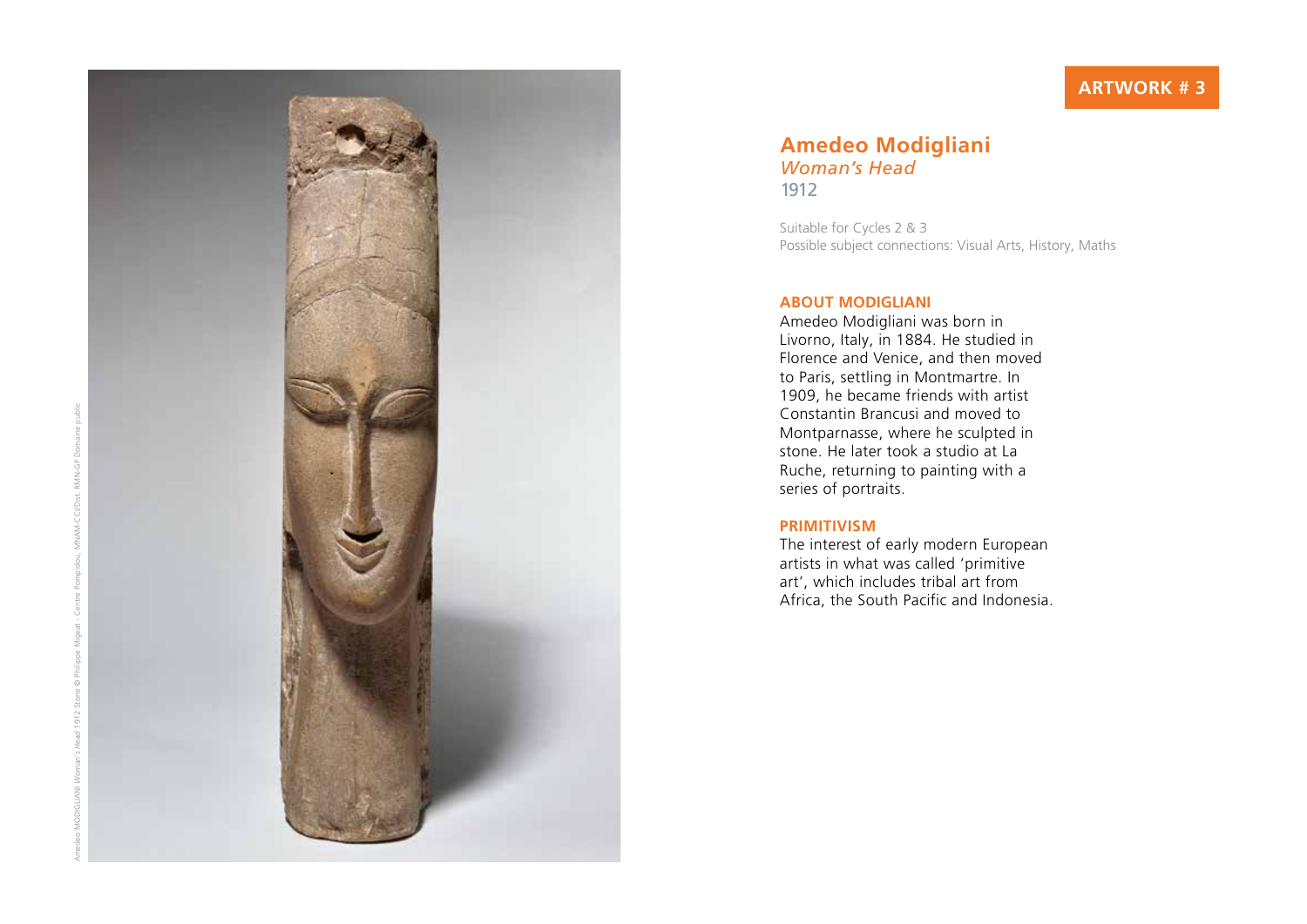Amedeo MODIGLIANI *Woman's Head* 1912 Stone © Philippe Migeat - Centre Pompidou, MNAM-CCI/Dist. RMN-GP Domaine public

**ARTWORK # 3**

## Amedeo Modigliani
*Woman's Head*
1912

Suitable for Cycles 2 & 3
Possible subject connections: Visual Arts, History, Maths

### ABOUT MODIGLIANI

Amedeo Modigliani was born in Livorno, Italy, in 1884. He studied in Florence and Venice, and then moved to Paris, settling in Montmartre. In 1909, he became friends with artist Constantin Brancusi and moved to Montparnasse, where he sculpted in stone. He later took a studio at La Ruche, returning to painting with a series of portraits.

### PRIMITIVISM

The interest of early modern European artists in what was called 'primitive art', which includes tribal art from Africa, the South Pacific and Indonesia.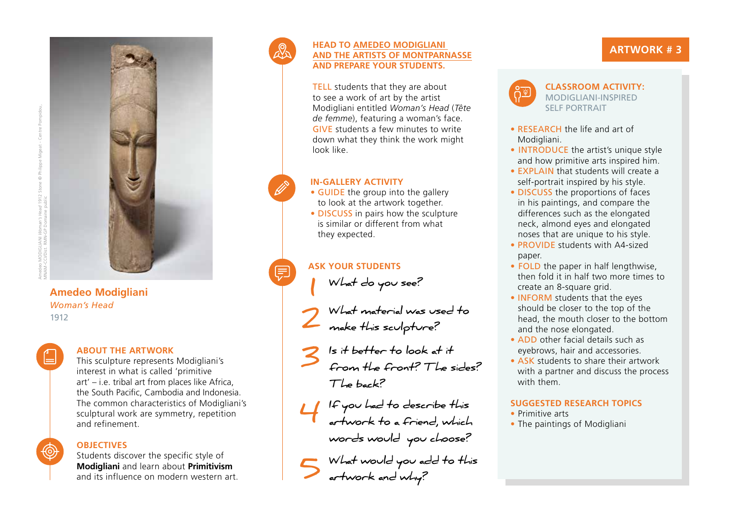Amedeo MODIGLIANI Woman's Head 1912 Stone © Philippe Migeat - Centre Pompidou, MNAM-CCI/Dist. RMN-GP Domaine public

**Amedeo Modigliani**
*Woman's Head*
1912

## ABOUT THE ARTWORK

This sculpture represents Modigliani's interest in what is called 'primitive art' – i.e. tribal art from places like Africa, the South Pacific, Cambodia and Indonesia. The common characteristics of Modigliani's sculptural work are symmetry, repetition and refinement.

## OBJECTIVES

Students discover the specific style of **Modigliani** and learn about **Primitivism** and its influence on modern western art.

## HEAD TO AMEDEO MODIGLIANI AND THE ARTISTS OF MONTPARNASSE AND PREPARE YOUR STUDENTS.

TELL students that they are about to see a work of art by the artist Modigliani entitled *Woman's Head* (*Tête de femme*), featuring a woman's face. GIVE students a few minutes to write down what they think the work might look like.

## IN-GALLERY ACTIVITY

- GUIDE the group into the gallery to look at the artwork together.
- DISCUSS in pairs how the sculpture is similar or different from what they expected.

## ASK YOUR STUDENTS

1. What do you see?
2. What material was used to make this sculpture?
3. Is it better to look at it from the front? The sides? The back?
4. If you had to describe this artwork to a friend, which words would you choose?
5. What would you add to this artwork and why?

## ARTWORK # 3

### CLASSROOM ACTIVITY: MODIGLIANI-INSPIRED SELF PORTRAIT

- RESEARCH the life and art of Modigliani.
- INTRODUCE the artist's unique style and how primitive arts inspired him.
- EXPLAIN that students will create a self-portrait inspired by his style.
- DISCUSS the proportions of faces in his paintings, and compare the differences such as the elongated neck, almond eyes and elongated noses that are unique to his style.
- PROVIDE students with A4-sized paper.
- FOLD the paper in half lengthwise, then fold it in half two more times to create an 8-square grid.
- INFORM students that the eyes should be closer to the top of the head, the mouth closer to the bottom and the nose elongated.
- ADD other facial details such as eyebrows, hair and accessories.
- ASK students to share their artwork with a partner and discuss the process with them.

### SUGGESTED RESEARCH TOPICS

- Primitive arts
- The paintings of Modigliani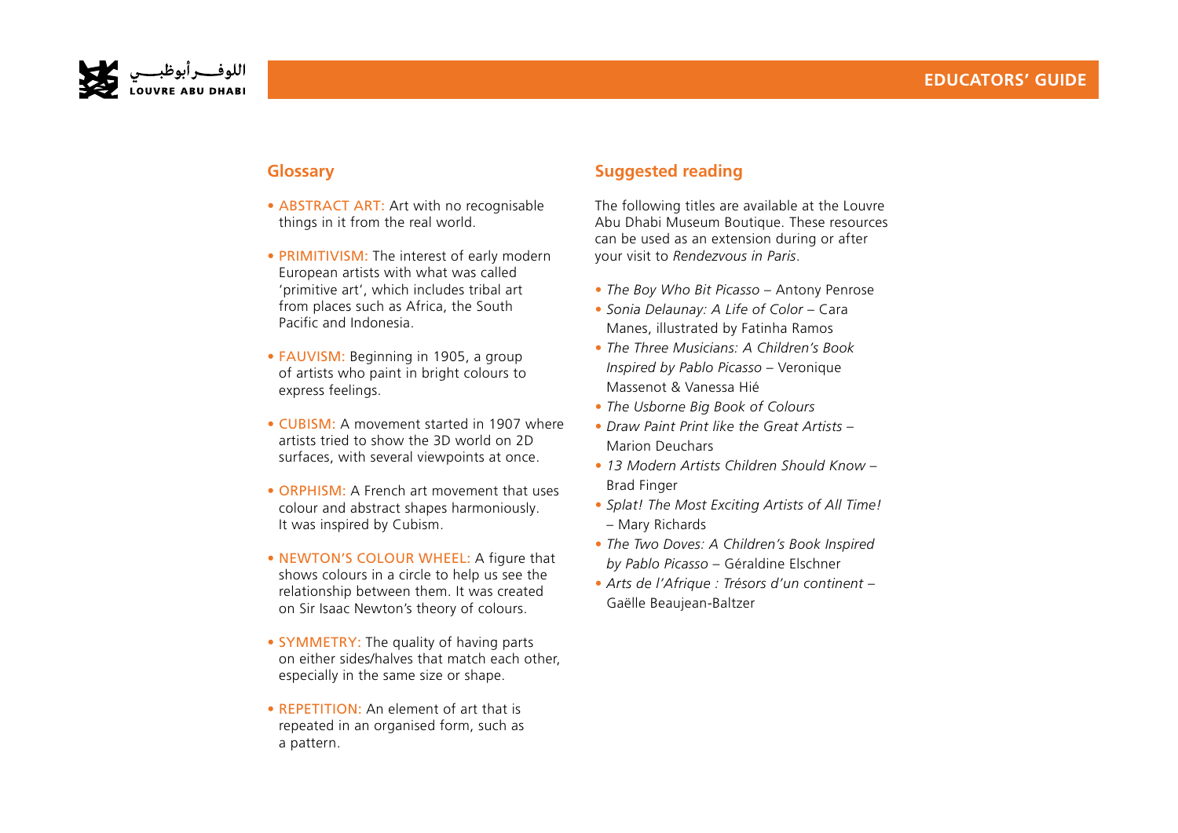## Glossary

- ABSTRACT ART: Art with no recognisable things in it from the real world.
- PRIMITIVISM: The interest of early modern European artists with what was called 'primitive art', which includes tribal art from places such as Africa, the South Pacific and Indonesia.
- FAUVISM: Beginning in 1905, a group of artists who paint in bright colours to express feelings.
- CUBISM: A movement started in 1907 where artists tried to show the 3D world on 2D surfaces, with several viewpoints at once.
- ORPHISM: A French art movement that uses colour and abstract shapes harmoniously. It was inspired by Cubism.
- NEWTON'S COLOUR WHEEL: A figure that shows colours in a circle to help us see the relationship between them. It was created on Sir Isaac Newton's theory of colours.
- SYMMETRY: The quality of having parts on either sides/halves that match each other, especially in the same size or shape.
- REPETITION: An element of art that is repeated in an organised form, such as a pattern.

## Suggested reading

The following titles are available at the Louvre Abu Dhabi Museum Boutique. These resources can be used as an extension during or after your visit to *Rendezvous in Paris*.

- *The Boy Who Bit Picasso* – Antony Penrose
- *Sonia Delaunay: A Life of Color* – Cara Manes, illustrated by Fatinha Ramos
- *The Three Musicians: A Children's Book Inspired by Pablo Picasso* – Veronique Massenot & Vanessa Hié
- *The Usborne Big Book of Colours*
- *Draw Paint Print like the Great Artists* – Marion Deuchars
- *13 Modern Artists Children Should Know* – Brad Finger
- *Splat! The Most Exciting Artists of All Time!* – Mary Richards
- *The Two Doves: A Children's Book Inspired by Pablo Picasso* – Géraldine Elschner
- *Arts de l'Afrique : Trésors d'un continent* – Gaëlle Beaujean-Baltzer